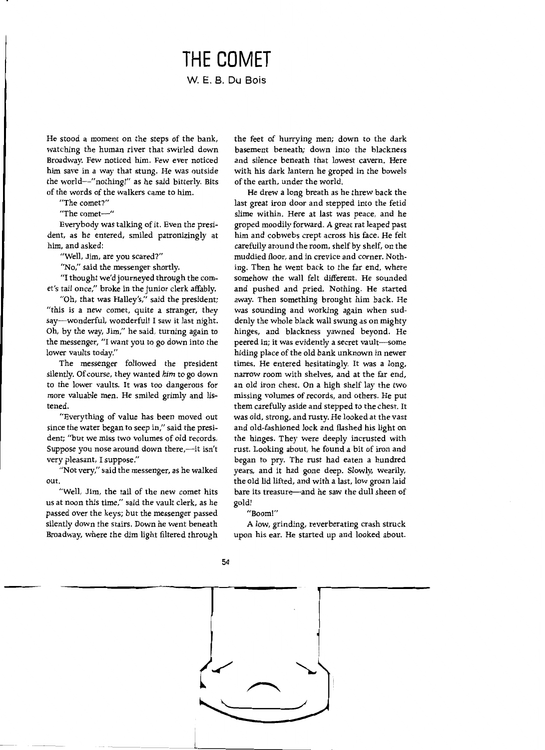# THE COMET

W. E. B. Du Bois

He stood a moment on the steps of the bank, watching the human river that swirled down Broadway. Few noticed him. Few ever noticed him save in a way that stung. He was outside the world—"nothing!" as he said bitterly. Bits of the words of the walkers came to him.

"The comet?"

"The comet—"

Everybody was talking of it. Even the president, as he entered, smiled patronizingly at him, and asked:

"Well, Jim, are you scared?"

"No," said the messenger shortly.

"I thought we'd journeyed through the comet's tail once," broke in the junior clerk affably.

"Oh, that was Halley's," said the president; "this is a new comet, quite a stranger, they say—wonderful, wonderful! I saw it last night. Oh, by the way, Jim," he said, turning again to the messenger, "I want you to go down into the lower vaults today."

The messenger followed the president silently. Of course, they wanted *him* to go down to the lower vaults. It was too dangerous for more valuable men. He smiled grimly and listened.

"Everything of value has been moved out since the water began to seep in," said the president; "but we miss two volumes of old records. Suppose you nose around down there,—it isn't very pleasant, I suppose."

"Not very," said the messenger, as he walked out.

"Well, Jim, the tail of the new comet hits us at noon this time," said the vault clerk, as he passed over the keys; but the messenger passed silently down the stairs. Down he went beneath Broadway, where the dim light filtered through the feet of hurrying men; down to the dark basement beneath; down into the blackness and silence beneath that lowest cavern. Here with his dark lantern he groped in the bowels of the earth, under the world.

He drew a long breath as he threw back the last great iron door and stepped into the fetid slime within. Here at last was peace, and he groped moodily forward. A great rat leaped past him and cobwebs crept across his face. He felt carefully around the room, shelf by shelf, on the muddied floor, and in crevice and corner. Nothing. Then he went back to the far end, where somehow the wall felt different. He sounded and pushed and pried. Nothing. He started away. Then something brought him back. He was sounding and working again when suddenly the whole black wall swung as on mighty hinges, and blackness yawned beyond. He peered in; it was evidently a secret vault—some hiding place of the old bank unknown in newer times. He entered hesitatingly. It was a long, narrow room with shelves, and at the far end, an old iron chest. On a high shelf lay the two missing volumes of records, and others. He put them carefully aside and stepped to the chest. It was old, strong, and rusty. He looked at the vast and old-fashioned lock and flashed his light on the hinges. They were deeply incrusted with rust. Looking about, he found a bit of iron and began to pry. The rust had eaten a hundred years, and it had gone deep. Slowly, wearily, the old lid lifted, and with a last, low groan laid bare its treasure—and he saw the dull sheen of gold!

"Boom!"

A low, grinding, reverberating crash struck upon his ear. He started up and looked about.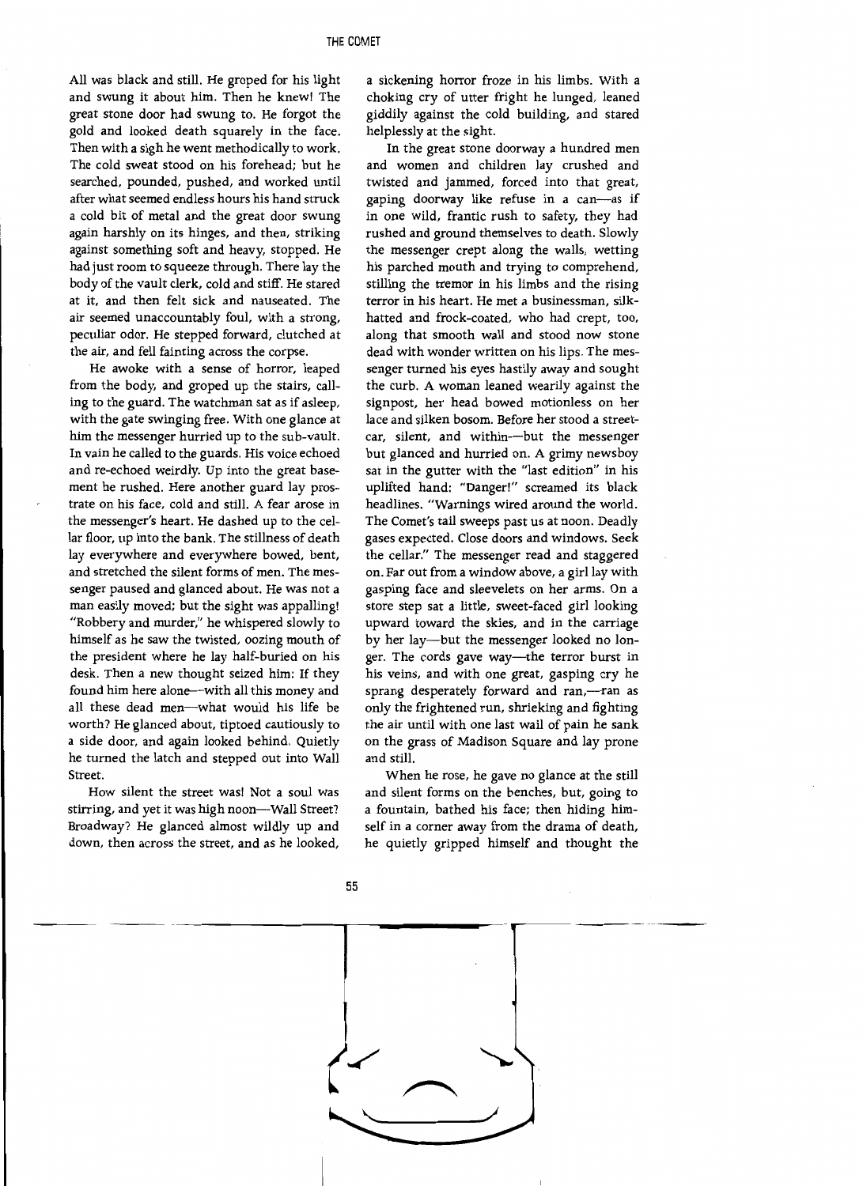All was black and still. He groped for his light and swung it about him. Then he knew! The great stone door had swung to. He forgot the gold and looked death squarely in the face. Then with a sigh he went methodically to work. The cold sweat stood on his forehead; but he searched, pounded, pushed, and worked until after what seemed endless hours his hand struck a cold bit of metal and the great door swung again harshly on its hinges, and then, striking against something soft and heavy, stopped. He had just room to squeeze through. There lay the body of the vault clerk, cold and stiff. He stared at it, and then felt sick and nauseated. The air seemed unaccountably foul, with a strong, peculiar odor. He stepped forward, clutched at the air, and fell fainting across the corpse.

He awoke with a sense of horror, leaped from the body, and groped up the stairs, calling to the guard. The watchman sat as if asleep, with the gate swinging free. With one glance at him the messenger hurried up to the sub-vault. In vain he called to the guards. His voice echoed and re-echoed weirdly. Up into the great basement he rushed. Here another guard lay prostrate on his face, cold and still. A fear arose in the messenger's heart. He dashed up to the cellar floor, up into the bank. The stillness of death lay everywhere and everywhere bowed, bent, and stretched the silent forms of men. The messenger paused and glanced about. He was not a man easily moved; but the sight was appalling! "Robbery and murder," he whispered slowly to himself as he saw the twisted, oozing mouth of the president where he lay half-buried on his desk. Then a new thought seized him: If they found him here alone—with all this money and all these dead men—what would his life be worth? He glanced about, tiptoed cautiously to a side door, and again looked behind. Quietly he turned the latch and stepped out into Wall Street.

How silent the street was! Not a soul was stirring, and yet it was high noon—Wall Street? Broadway? He glanced almost wildly up and down, then across the street, and as he looked, a sickening horror froze in his limbs. With a choking cry of utter fright he lunged, leaned giddily against the cold building, and stared helplessly at the sight.

In the great stone doorway a hundred men and women and children lay crushed and twisted and jammed, forced into that great, gaping doorway like refuse in a can—as if in one wild, frantic rush to safety, they had rushed and ground themselves to death. Slowly the messenger crept along the walls, wetting his parched mouth and trying to comprehend, stilling the tremor in his limbs and the rising terror in his heart. He met a businessman, silk-hatted and frock-coated, who had crept, too, along that smooth wall and stood now stone dead with wonder written on his lips. The messenger turned his eyes hastily away and sought the curb. A woman leaned wearily against the signpost, her head bowed motionless on her lace and silken bosom. Before her stood a streetcar, silent, and within—but the messenger but glanced and hurried on. A grimy newsboy sat in the gutter with the "last edition" in his uplifted hand: "Danger!" screamed its black headlines. "Warnings wired around the world. The Comet's tail sweeps past us at noon. Deadly gases expected. Close doors and windows. Seek the cellar." The messenger read and staggered on. Far out from a window above, a girl lay with gasping face and sleevelets on her arms. On a store step sat a little, sweet-faced girl looking upward toward the skies, and in the carriage by her lay—but the messenger looked no longer. The cords gave way—the terror burst in his veins, and with one great, gasping cry he sprang desperately forward and ran,—ran as only the frightened run, shrieking and fighting the air until with one last wail of pain he sank on the grass of Madison Square and lay prone and still.

When he rose, he gave no glance at the still and silent forms on the benches, but, going to a fountain, bathed his face; then hiding himself in a corner away from the drama of death, he quietly gripped himself and thought the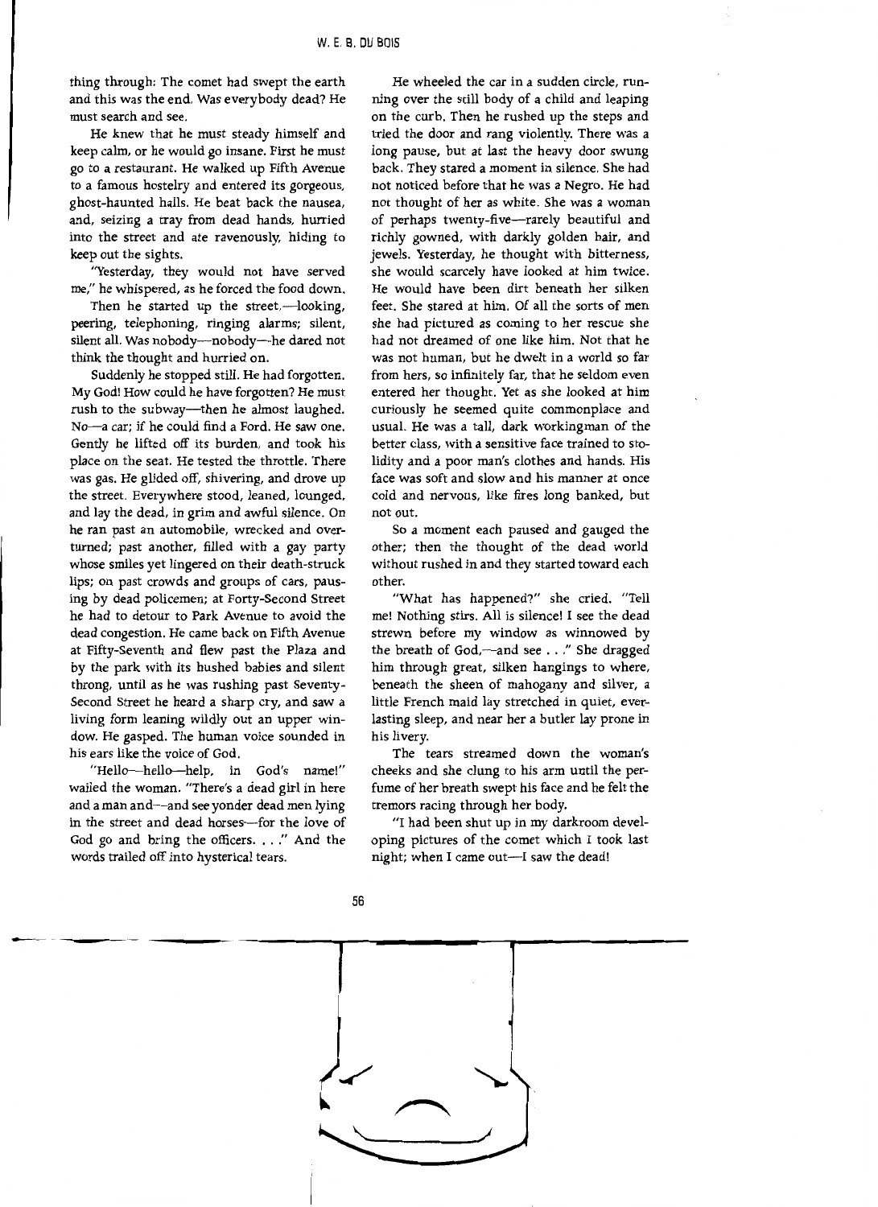thing through: The comet had swept the earth and this was the end. Was everybody dead? He must search and see.

He knew that he must steady himself and keep calm, or he would go insane. First he must go to a restaurant. He walked up Fifth Avenue to a famous hostelry and entered its gorgeous, ghost-haunted halls. He beat back the nausea, and, seizing a tray from dead hands, hurried into the street and ate ravenously, hiding to keep out the sights.

"Yesterday, they would not have served me," he whispered, as he forced the food down.

Then he started up the street,—looking, peering, telephoning, ringing alarms; silent, silent all. Was nobody—nobody—he dared not think the thought and hurried on.

Suddenly he stopped still. He had forgotten. My God! How could he have forgotten? He must rush to the subway—then he almost laughed. No—a car; if he could find a Ford. He saw one. Gently he lifted off its burden, and took his place on the seat. He tested the throttle. There was gas. He glided off, shivering, and drove up the street. Everywhere stood, leaned, lounged, and lay the dead, in grim and awful silence. On he ran past an automobile, wrecked and overturned; past another, filled with a gay party whose smiles yet lingered on their death-struck lips; on past crowds and groups of cars, pausing by dead policemen; at Forty-Second Street he had to detour to Park Avenue to avoid the dead congestion. He came back on Fifth Avenue at Fifty-Seventh and flew past the Plaza and by the park with its hushed babies and silent throng, until as he was rushing past Seventy-Second Street he heard a sharp cry, and saw a living form leaning wildly out an upper window. He gasped. The human voice sounded in his ears like the voice of God.

"Hello—hello—help, in God's name!" wailed the woman. "There's a dead girl in here and a man and—and see yonder dead men lying in the street and dead horses—for the love of God go and bring the officers. . . ." And the words trailed off into hysterical tears.

He wheeled the car in a sudden circle, running over the still body of a child and leaping on the curb. Then he rushed up the steps and tried the door and rang violently. There was a long pause, but at last the heavy door swung back. They stared a moment in silence. She had not noticed before that he was a Negro. He had not thought of her as white. She was a woman of perhaps twenty-five—rarely beautiful and richly gowned, with darkly golden hair, and jewels. Yesterday, he thought with bitterness, she would scarcely have looked at him twice. He would have been dirt beneath her silken feet. She stared at him. Of all the sorts of men she had pictured as coming to her rescue she had not dreamed of one like him. Not that he was not human, but he dwelt in a world so far from hers, so infinitely far, that he seldom even entered her thought. Yet as she looked at him curiously he seemed quite commonplace and usual. He was a tall, dark workingman of the better class, with a sensitive face trained to stolidity and a poor man's clothes and hands. His face was soft and slow and his manner at once cold and nervous, like fires long banked, but not out.

So a moment each paused and gauged the other; then the thought of the dead world without rushed in and they started toward each other.

"What has happened?" she cried. "Tell me! Nothing stirs. All is silence! I see the dead strewn before my window as winnowed by the breath of God,—and see . . ." She dragged him through great, silken hangings to where, beneath the sheen of mahogany and silver, a little French maid lay stretched in quiet, everlasting sleep, and near her a butler lay prone in his livery.

The tears streamed down the woman's cheeks and she clung to his arm until the perfume of her breath swept his face and he felt the tremors racing through her body.

"I had been shut up in my darkroom developing pictures of the comet which I took last night; when I came out—I saw the dead!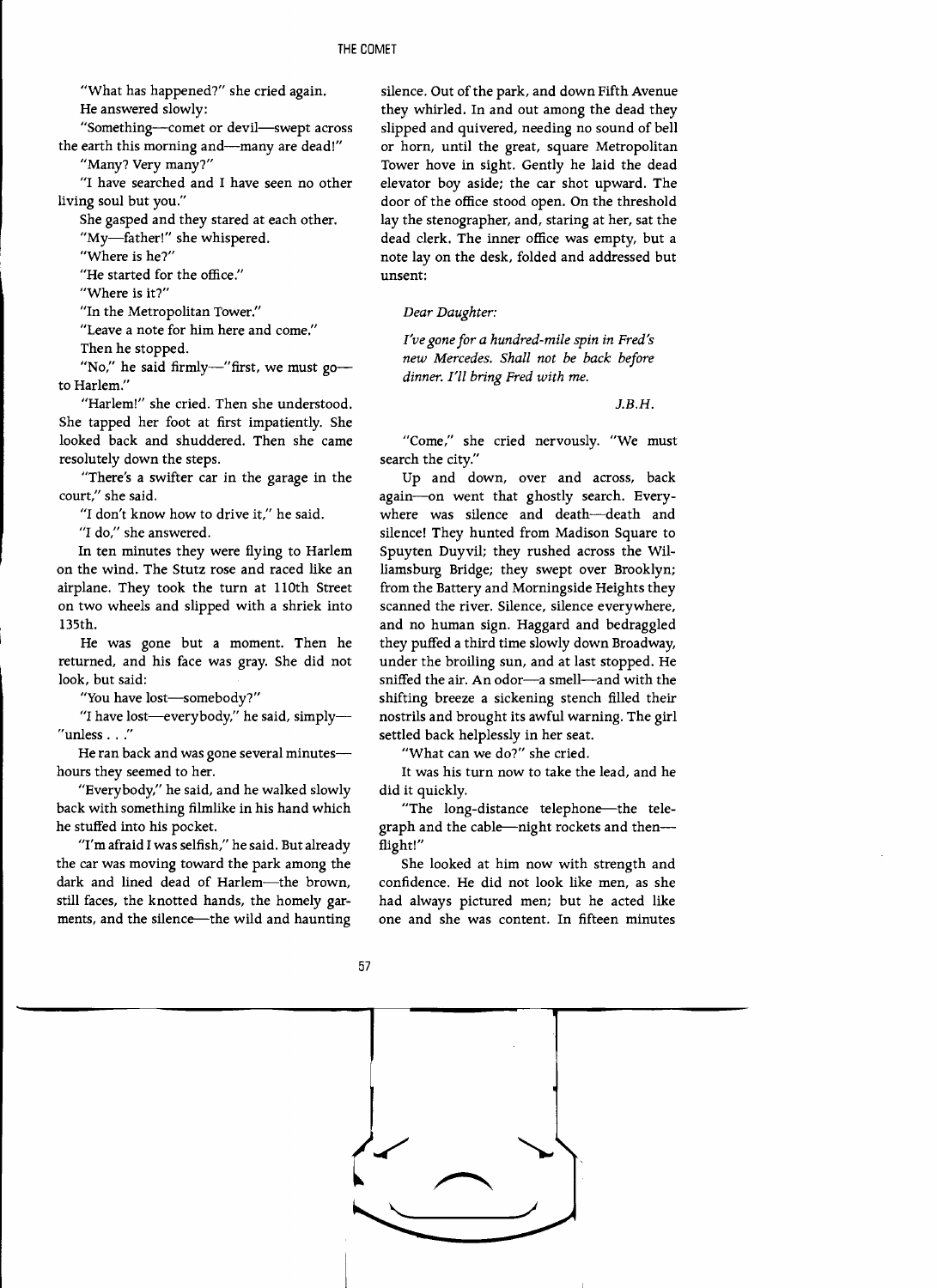"What has happened?" she cried again.

He answered slowly:

"Something—comet or devil—swept across the earth this morning and—many are dead!"

"Many? Very many?"

"I have searched and I have seen no other living soul but you."

She gasped and they stared at each other.

"My—father!" she whispered.

"Where is he?"

"He started for the office."

"Where is it?"

"In the Metropolitan Tower."

"Leave a note for him here and come."

Then he stopped.

"No," he said firmly—"first, we must go—to Harlem."

"Harlem!" she cried. Then she understood. She tapped her foot at first impatiently. She looked back and shuddered. Then she came resolutely down the steps.

"There's a swifter car in the garage in the court," she said.

"I don't know how to drive it," he said.

"I do," she answered.

In ten minutes they were flying to Harlem on the wind. The Stutz rose and raced like an airplane. They took the turn at 110th Street on two wheels and slipped with a shriek into 135th.

He was gone but a moment. Then he returned, and his face was gray. She did not look, but said:

"You have lost—somebody?"

"I have lost—everybody," he said, simply—"unless . . ."

He ran back and was gone several minutes—hours they seemed to her.

"Everybody," he said, and he walked slowly back with something filmlike in his hand which he stuffed into his pocket.

"I'm afraid I was selfish," he said. But already the car was moving toward the park among the dark and lined dead of Harlem—the brown, still faces, the knotted hands, the homely garments, and the silence—the wild and haunting silence. Out of the park, and down Fifth Avenue they whirled. In and out among the dead they slipped and quivered, needing no sound of bell or horn, until the great, square Metropolitan Tower hove in sight. Gently he laid the dead elevator boy aside; the car shot upward. The door of the office stood open. On the threshold lay the stenographer, and, staring at her, sat the dead clerk. The inner office was empty, but a note lay on the desk, folded and addressed but unsent:

*Dear Daughter:*

*I've gone for a hundred-mile spin in Fred's new Mercedes. Shall not be back before dinner. I'll bring Fred with me.*

*J.B.H.*

"Come," she cried nervously. "We must search the city."

Up and down, over and across, back again—on went that ghostly search. Everywhere was silence and death—death and silence! They hunted from Madison Square to Spuyten Duyvil; they rushed across the Williamsburg Bridge; they swept over Brooklyn; from the Battery and Morningside Heights they scanned the river. Silence, silence everywhere, and no human sign. Haggard and bedraggled they puffed a third time slowly down Broadway, under the broiling sun, and at last stopped. He sniffed the air. An odor—a smell—and with the shifting breeze a sickening stench filled their nostrils and brought its awful warning. The girl settled back helplessly in her seat.

"What can we do?" she cried.

It was his turn now to take the lead, and he did it quickly.

"The long-distance telephone—the telegraph and the cable—night rockets and then—flight!"

She looked at him now with strength and confidence. He did not look like men, as she had always pictured men; but he acted like one and she was content. In fifteen minutes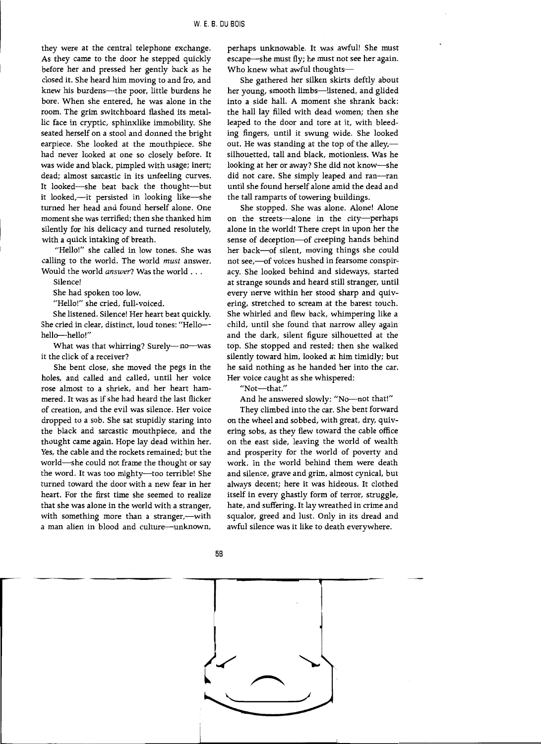they were at the central telephone exchange. As they came to the door he stepped quickly before her and pressed her gently back as he closed it. She heard him moving to and fro, and knew his burdens—the poor, little burdens he bore. When she entered, he was alone in the room. The grim switchboard flashed its metallic face in cryptic, sphinxlike immobility. She seated herself on a stool and donned the bright earpiece. She looked at the mouthpiece. She had never looked at one so closely before. It was wide and black, pimpled with usage; inert; dead; almost sarcastic in its unfeeling curves. It looked—she beat back the thought—but it looked,—it persisted in looking like—she turned her head and found herself alone. One moment she was terrified; then she thanked him silently for his delicacy and turned resolutely, with a quick intaking of breath.

"Hello!" she called in low tones. She was calling to the world. The world *must* answer. Would the world *answer*? Was the world . . .

Silence!

She had spoken too low.

"Hello!" she cried, full-voiced.

She listened. Silence! Her heart beat quickly. She cried in clear, distinct, loud tones: "Hello—hello—hello!"

What was that whirring? Surely—no—was it the click of a receiver?

She bent close, she moved the pegs in the holes, and called and called, until her voice rose almost to a shriek, and her heart hammered. It was as if she had heard the last flicker of creation, and the evil was silence. Her voice dropped to a sob. She sat stupidly staring into the black and sarcastic mouthpiece, and the thought came again. Hope lay dead within her. Yes, the cable and the rockets remained; but the world—she could not frame the thought or say the word. It was too mighty—too terrible! She turned toward the door with a new fear in her heart. For the first time she seemed to realize that she was alone in the world with a stranger, with something more than a stranger,—with a man alien in blood and culture—unknown, perhaps unknowable. It was awful! She must escape—she must fly; he must not see her again. Who knew what awful thoughts—

She gathered her silken skirts deftly about her young, smooth limbs—listened, and glided into a side hall. A moment she shrank back: the hall lay filled with dead women; then she leaped to the door and tore at it, with bleeding fingers, until it swung wide. She looked out. He was standing at the top of the alley,—silhouetted, tall and black, motionless. Was he looking at her or away? She did not know—she did not care. She simply leaped and ran—ran until she found herself alone amid the dead and the tall ramparts of towering buildings.

She stopped. She was alone. Alone! Alone on the streets—alone in the city—perhaps alone in the world! There crept in upon her the sense of deception—of creeping hands behind her back—of silent, moving things she could not see,—of voices hushed in fearsome conspiracy. She looked behind and sideways, started at strange sounds and heard still stranger, until every nerve within her stood sharp and quivering, stretched to scream at the barest touch. She whirled and flew back, whimpering like a child, until she found that narrow alley again and the dark, silent figure silhouetted at the top. She stopped and rested; then she walked silently toward him, looked at him timidly; but he said nothing as he handed her into the car. Her voice caught as she whispered:

"Not—that."

And he answered slowly: "No—not that!"

They climbed into the car. She bent forward on the wheel and sobbed, with great, dry, quivering sobs, as they flew toward the cable office on the east side, leaving the world of wealth and prosperity for the world of poverty and work. In the world behind them were death and silence, grave and grim, almost cynical, but always decent; here it was hideous. It clothed itself in every ghastly form of terror, struggle, hate, and suffering. It lay wreathed in crime and squalor, greed and lust. Only in its dread and awful silence was it like to death everywhere.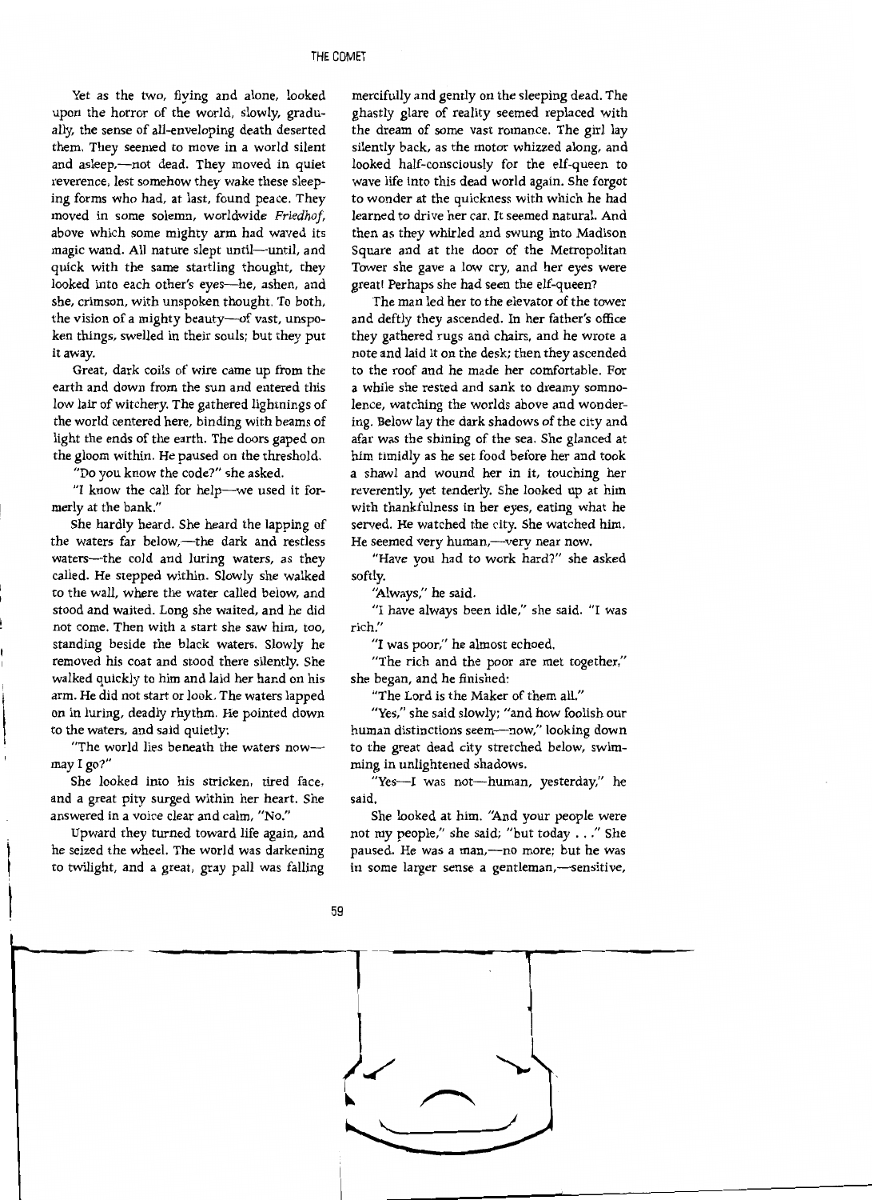Yet as the two, flying and alone, looked upon the horror of the world, slowly, gradually, the sense of all-enveloping death deserted them. They seemed to move in a world silent and asleep,—not dead. They moved in quiet reverence, lest somehow they wake these sleeping forms who had, at last, found peace. They moved in some solemn, worldwide *Friedhof*, above which some mighty arm had waved its magic wand. All nature slept until—until, and quick with the same startling thought, they looked into each other's eyes—he, ashen, and she, crimson, with unspoken thought. To both, the vision of a mighty beauty—of vast, unspoken things, swelled in their souls; but they put it away.

Great, dark coils of wire came up from the earth and down from the sun and entered this low lair of witchery. The gathered lightnings of the world centered here, binding with beams of light the ends of the earth. The doors gaped on the gloom within. He paused on the threshold.

"Do you know the code?" she asked.

"I know the call for help—we used it formerly at the bank."

She hardly heard. She heard the lapping of the waters far below,—the dark and restless waters—the cold and luring waters, as they called. He stepped within. Slowly she walked to the wall, where the water called below, and stood and waited. Long she waited, and he did not come. Then with a start she saw him, too, standing beside the black waters. Slowly he removed his coat and stood there silently. She walked quickly to him and laid her hand on his arm. He did not start or look. The waters lapped on in luring, deadly rhythm. He pointed down to the waters, and said quietly:

"The world lies beneath the waters now—may I go?"

She looked into his stricken, tired face, and a great pity surged within her heart. She answered in a voice clear and calm, "No."

Upward they turned toward life again, and he seized the wheel. The world was darkening to twilight, and a great, gray pall was falling mercifully and gently on the sleeping dead. The ghastly glare of reality seemed replaced with the dream of some vast romance. The girl lay silently back, as the motor whizzed along, and looked half-consciously for the elf-queen to wave life into this dead world again. She forgot to wonder at the quickness with which he had learned to drive her car. It seemed natural. And then as they whirled and swung into Madison Square and at the door of the Metropolitan Tower she gave a low cry, and her eyes were great! Perhaps she had seen the elf-queen?

The man led her to the elevator of the tower and deftly they ascended. In her father's office they gathered rugs and chairs, and he wrote a note and laid it on the desk; then they ascended to the roof and he made her comfortable. For a while she rested and sank to dreamy somnolence, watching the worlds above and wondering. Below lay the dark shadows of the city and afar was the shining of the sea. She glanced at him timidly as he set food before her and took a shawl and wound her in it, touching her reverently, yet tenderly. She looked up at him with thankfulness in her eyes, eating what he served. He watched the city. She watched him. He seemed very human,—very near now.

"Have you had to work hard?" she asked softly.

"Always," he said.

"I have always been idle," she said. "I was rich."

"I was poor," he almost echoed.

"The rich and the poor are met together," she began, and he finished:

"The Lord is the Maker of them all."

"Yes," she said slowly; "and how foolish our human distinctions seem—now," looking down to the great dead city stretched below, swimming in unlightened shadows.

"Yes—I was not—human, yesterday," he said.

She looked at him. "And your people were not my people," she said; "but today . . ." She paused. He was a man,—no more; but he was in some larger sense a gentleman,—sensitive,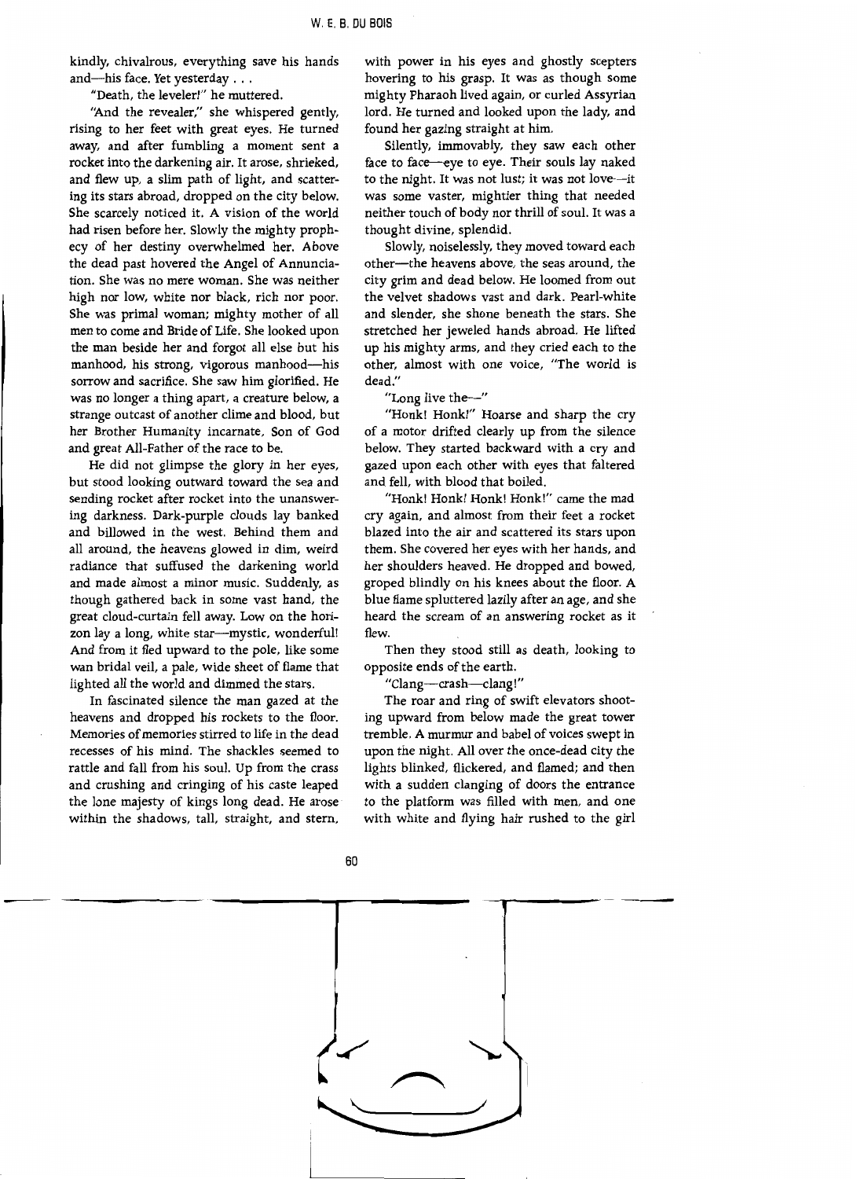kindly, chivalrous, everything save his hands and—his face. Yet yesterday . . .

"Death, the leveler!" he muttered.

"And the revealer," she whispered gently, rising to her feet with great eyes. He turned away, and after fumbling a moment sent a rocket into the darkening air. It arose, shrieked, and flew up, a slim path of light, and scattering its stars abroad, dropped on the city below. She scarcely noticed it. A vision of the world had risen before her. Slowly the mighty prophecy of her destiny overwhelmed her. Above the dead past hovered the Angel of Annunciation. She was no mere woman. She was neither high nor low, white nor black, rich nor poor. She was primal woman; mighty mother of all men to come and Bride of Life. She looked upon the man beside her and forgot all else but his manhood, his strong, vigorous manhood—his sorrow and sacrifice. She saw him glorified. He was no longer a thing apart, a creature below, a strange outcast of another clime and blood, but her Brother Humanity incarnate, Son of God and great All-Father of the race to be.

He did not glimpse the glory in her eyes, but stood looking outward toward the sea and sending rocket after rocket into the unanswering darkness. Dark-purple clouds lay banked and billowed in the west. Behind them and all around, the heavens glowed in dim, weird radiance that suffused the darkening world and made almost a minor music. Suddenly, as though gathered back in some vast hand, the great cloud-curtain fell away. Low on the horizon lay a long, white star—mystic, wonderful! And from it fled upward to the pole, like some wan bridal veil, a pale, wide sheet of flame that lighted all the world and dimmed the stars.

In fascinated silence the man gazed at the heavens and dropped his rockets to the floor. Memories of memories stirred to life in the dead recesses of his mind. The shackles seemed to rattle and fall from his soul. Up from the crass and crushing and cringing of his caste leaped the lone majesty of kings long dead. He arose within the shadows, tall, straight, and stern, with power in his eyes and ghostly scepters hovering to his grasp. It was as though some mighty Pharaoh lived again, or curled Assyrian lord. He turned and looked upon the lady, and found her gazing straight at him.

Silently, immovably, they saw each other face to face—eye to eye. Their souls lay naked to the night. It was not lust; it was not love—it was some vaster, mightier thing that needed neither touch of body nor thrill of soul. It was a thought divine, splendid.

Slowly, noiselessly, they moved toward each other—the heavens above, the seas around, the city grim and dead below. He loomed from out the velvet shadows vast and dark. Pearl-white and slender, she shone beneath the stars. She stretched her jeweled hands abroad. He lifted up his mighty arms, and they cried each to the other, almost with one voice, "The world is dead."

"Long live the—"

"Honk! Honk!" Hoarse and sharp the cry of a motor drifted clearly up from the silence below. They started backward with a cry and gazed upon each other with eyes that faltered and fell, with blood that boiled.

"Honk! Honk! Honk! Honk!" came the mad cry again, and almost from their feet a rocket blazed into the air and scattered its stars upon them. She covered her eyes with her hands, and her shoulders heaved. He dropped and bowed, groped blindly on his knees about the floor. A blue flame spluttered lazily after an age, and she heard the scream of an answering rocket as it flew.

Then they stood still as death, looking to opposite ends of the earth.

"Clang—crash—clang!"

The roar and ring of swift elevators shooting upward from below made the great tower tremble. A murmur and babel of voices swept in upon the night. All over the once-dead city the lights blinked, flickered, and flamed; and then with a sudden clanging of doors the entrance to the platform was filled with men, and one with white and flying hair rushed to the girl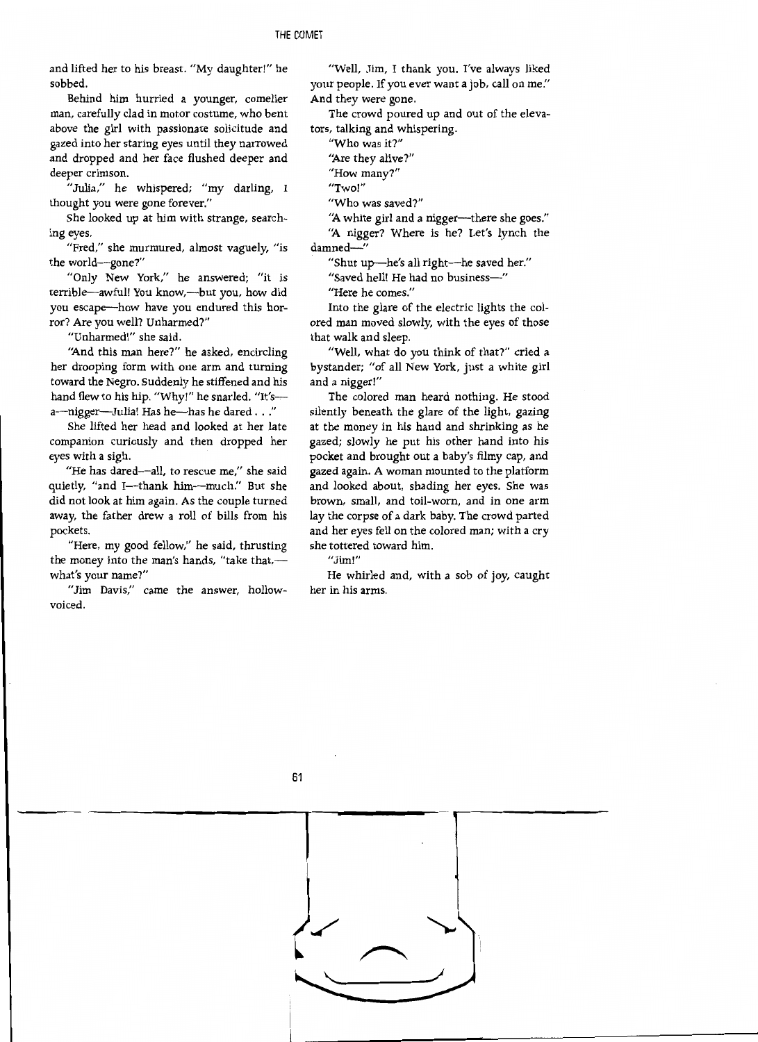and lifted her to his breast. "My daughter!" he sobbed.

Behind him hurried a younger, comelier man, carefully clad in motor costume, who bent above the girl with passionate solicitude and gazed into her staring eyes until they narrowed and dropped and her face flushed deeper and deeper crimson.

"Julia," he whispered; "my darling, I thought you were gone forever."

She looked up at him with strange, searching eyes.

"Fred," she murmured, almost vaguely, "is the world—gone?"

"Only New York," he answered; "it is terrible—awful! You know,—but you, how did you escape—how have you endured this horror? Are you well? Unharmed?"

"Unharmed!" she said.

"And this man here?" he asked, encircling her drooping form with one arm and turning toward the Negro. Suddenly he stiffened and his hand flew to his hip. "Why!" he snarled. "It's—a—nigger—Julia! Has he—has he dared . . ."

She lifted her head and looked at her late companion curiously and then dropped her eyes with a sigh.

"He has dared—all, to rescue me," she said quietly, "and I—thank him—much." But she did not look at him again. As the couple turned away, the father drew a roll of bills from his pockets.

"Here, my good fellow," he said, thrusting the money into the man's hands, "take that,—what's your name?"

"Jim Davis," came the answer, hollow-voiced.

"Well, Jim, I thank you. I've always liked your people. If you ever want a job, call on me." And they were gone.

The crowd poured up and out of the elevators, talking and whispering.

"Who was it?"

"Are they alive?"

"How many?"

"Two!"

"Who was saved?"

"A white girl and a nigger—there she goes."

"A nigger? Where is he? Let's lynch the damned—"

"Shut up—he's all right—he saved her."

"Saved hell! He had no business—"

"Here he comes."

Into the glare of the electric lights the colored man moved slowly, with the eyes of those that walk and sleep.

"Well, what do you think of that?" cried a bystander; "of all New York, just a white girl and a nigger!"

The colored man heard nothing. He stood silently beneath the glare of the light, gazing at the money in his hand and shrinking as he gazed; slowly he put his other hand into his pocket and brought out a baby's filmy cap, and gazed again. A woman mounted to the platform and looked about, shading her eyes. She was brown, small, and toil-worn, and in one arm lay the corpse of a dark baby. The crowd parted and her eyes fell on the colored man; with a cry she tottered toward him.

"Jim!"

He whirled and, with a sob of joy, caught her in his arms.